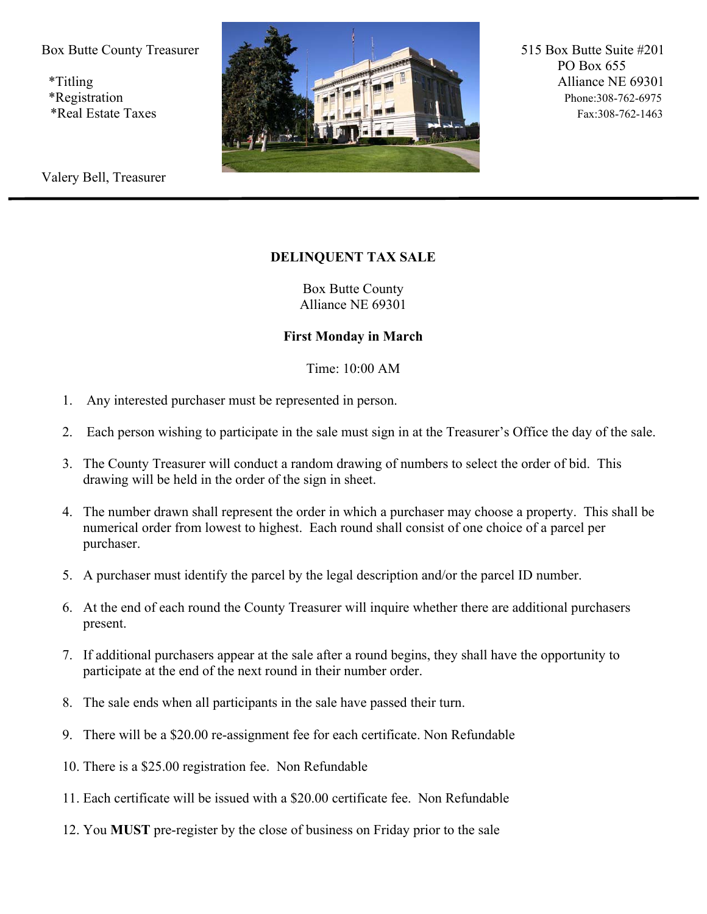Box Butte County Treasurer

*Titling
*Registration
*Real Estate Taxes

Valery Bell, Treasurer

515 Box Butte Suite #201
PO Box 655
Alliance NE 69301
Phone:308-762-6975
Fax:308-762-1463

---

**DELINQUENT TAX SALE**

Box Butte County
Alliance NE 69301

**First Monday in March**

Time: 10:00 AM

1. Any interested purchaser must be represented in person.
2. Each person wishing to participate in the sale must sign in at the Treasurer's Office the day of the sale.
3. The County Treasurer will conduct a random drawing of numbers to select the order of bid. This drawing will be held in the order of the sign in sheet.
4. The number drawn shall represent the order in which a purchaser may choose a property. This shall be numerical order from lowest to highest. Each round shall consist of one choice of a parcel per purchaser.
5. A purchaser must identify the parcel by the legal description and/or the parcel ID number.
6. At the end of each round the County Treasurer will inquire whether there are additional purchasers present.
7. If additional purchasers appear at the sale after a round begins, they shall have the opportunity to participate at the end of the next round in their number order.
8. The sale ends when all participants in the sale have passed their turn.
9. There will be a $20.00 re-assignment fee for each certificate. Non Refundable
10. There is a $25.00 registration fee. Non Refundable
11. Each certificate will be issued with a $20.00 certificate fee. Non Refundable
12. You **MUST** pre-register by the close of business on Friday prior to the sale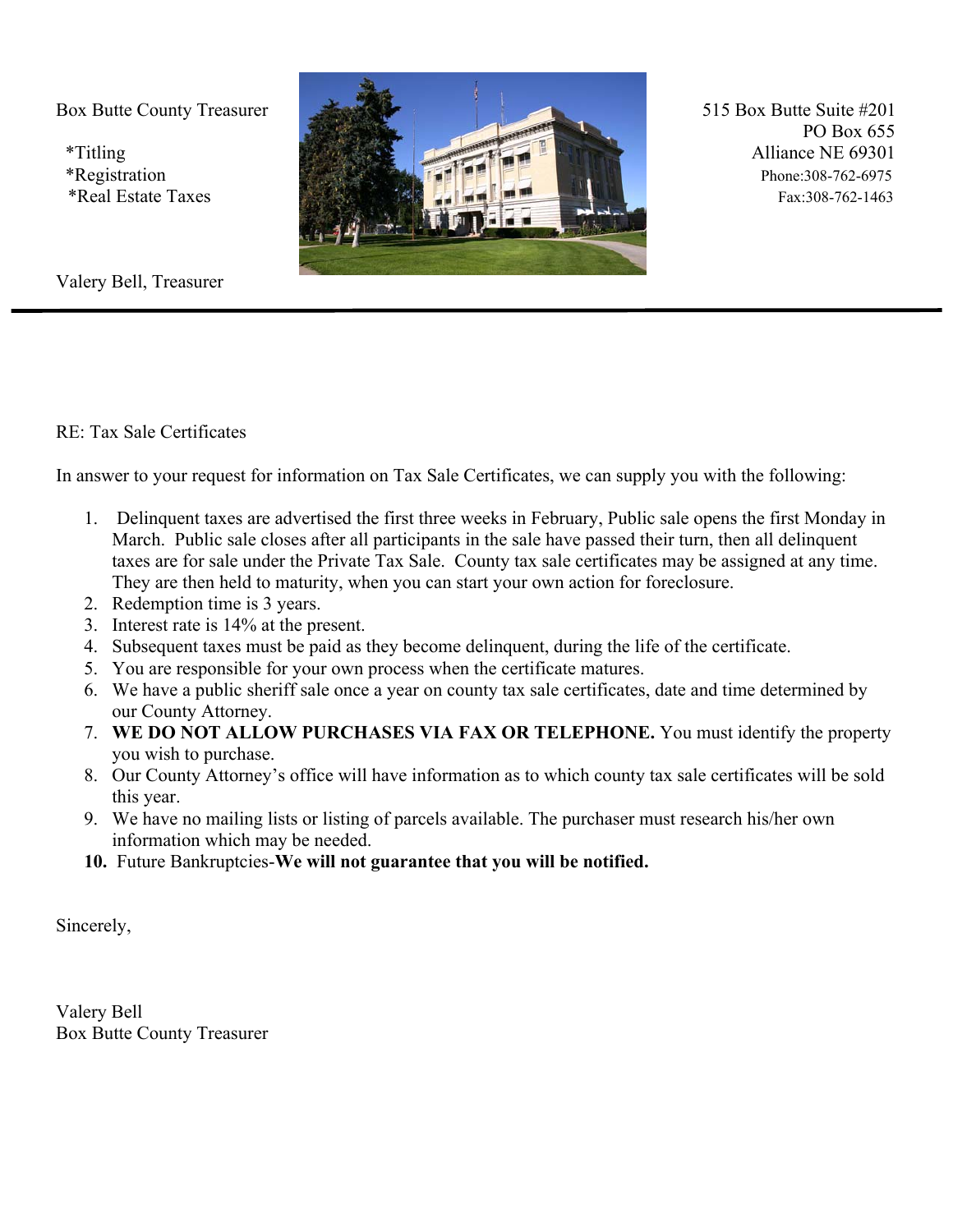Box Butte County Treasurer

*Titling
*Registration
*Real Estate Taxes

Valery Bell, Treasurer

515 Box Butte Suite #201
PO Box 655
Alliance NE 69301
Phone:308-762-6975
Fax:308-762-1463

---

RE: Tax Sale Certificates

In answer to your request for information on Tax Sale Certificates, we can supply you with the following:

1. Delinquent taxes are advertised the first three weeks in February, Public sale opens the first Monday in March. Public sale closes after all participants in the sale have passed their turn, then all delinquent taxes are for sale under the Private Tax Sale. County tax sale certificates may be assigned at any time. They are then held to maturity, when you can start your own action for foreclosure.
2. Redemption time is 3 years.
3. Interest rate is 14% at the present.
4. Subsequent taxes must be paid as they become delinquent, during the life of the certificate.
5. You are responsible for your own process when the certificate matures.
6. We have a public sheriff sale once a year on county tax sale certificates, date and time determined by our County Attorney.
7. **WE DO NOT ALLOW PURCHASES VIA FAX OR TELEPHONE.** You must identify the property you wish to purchase.
8. Our County Attorney's office will have information as to which county tax sale certificates will be sold this year.
9. We have no mailing lists or listing of parcels available. The purchaser must research his/her own information which may be needed.
10. Future Bankruptcies-**We will not guarantee that you will be notified.**

Sincerely,

Valery Bell
Box Butte County Treasurer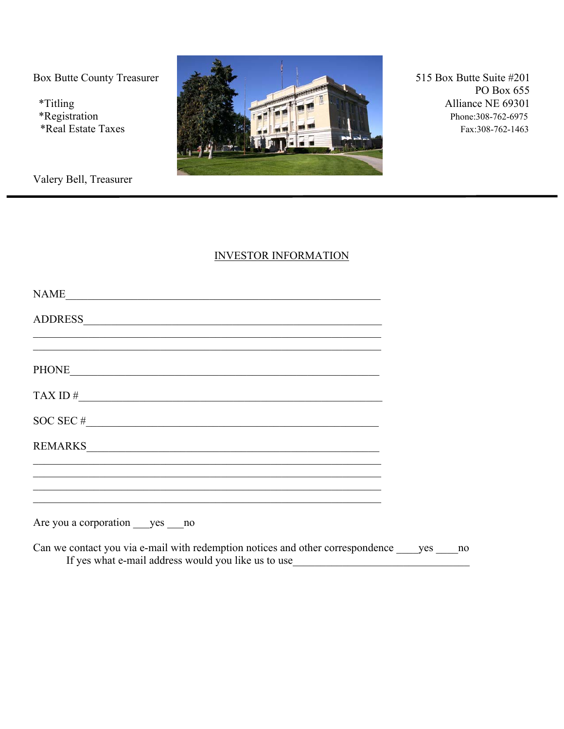Box Butte County Treasurer

*Titling
*Registration
*Real Estate Taxes

Valery Bell, Treasurer

515 Box Butte Suite #201
PO Box 655
Alliance NE 69301
Phone:308-762-6975
Fax:308-762-1463

---

## INVESTOR INFORMATION

NAME_____________________________________________________

ADDRESS__________________________________________________

_________________________________________________________

_________________________________________________________

PHONE____________________________________________________

TAX ID #__________________________________________________

SOC SEC #_________________________________________________

REMARKS__________________________________________________

_________________________________________________________

_________________________________________________________

_________________________________________________________

_________________________________________________________

Are you a corporation ___yes ___no

Can we contact you via e-mail with redemption notices and other correspondence ____yes ____no
If yes what e-mail address would you like us to use________________________________